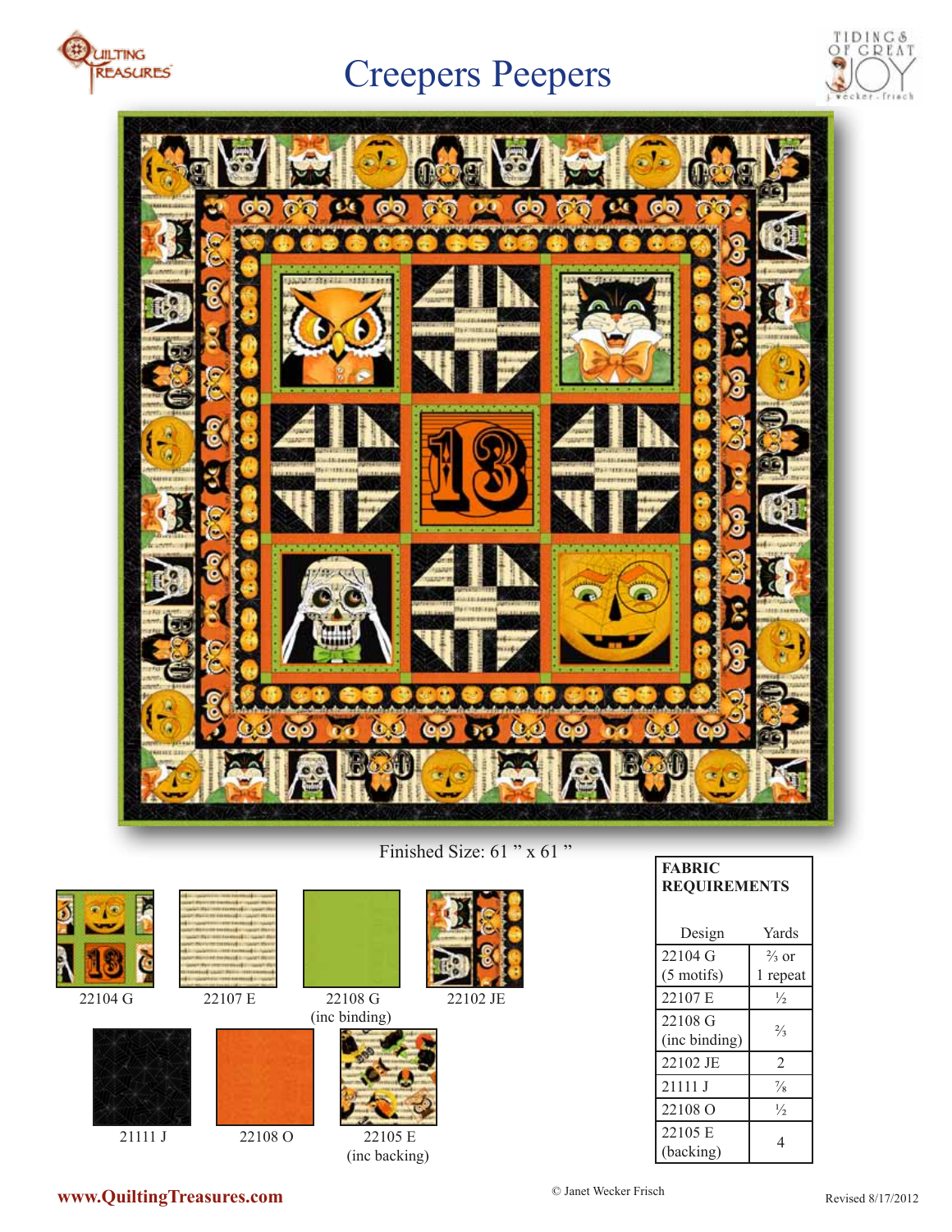# Creepers Peepers

Finished Size: 61 " x 61 "

22104 G

22107 E

22108 G
(inc binding)

22102 JE

21111 J

22108 O

22105 E
(inc backing)

| FABRIC REQUIREMENTS | |
|---|---|
| Design | Yards |
| 22104 G (5 motifs) | ⅔ or 1 repeat |
| 22107 E | ½ |
| 22108 G (inc binding) | ⅔ |
| 22102 JE | 2 |
| 21111 J | ⅞ |
| 22108 O | ½ |
| 22105 E (backing) | 4 |

www.QuiltingTreasures.com

© Janet Wecker Frisch

Revised 8/17/2012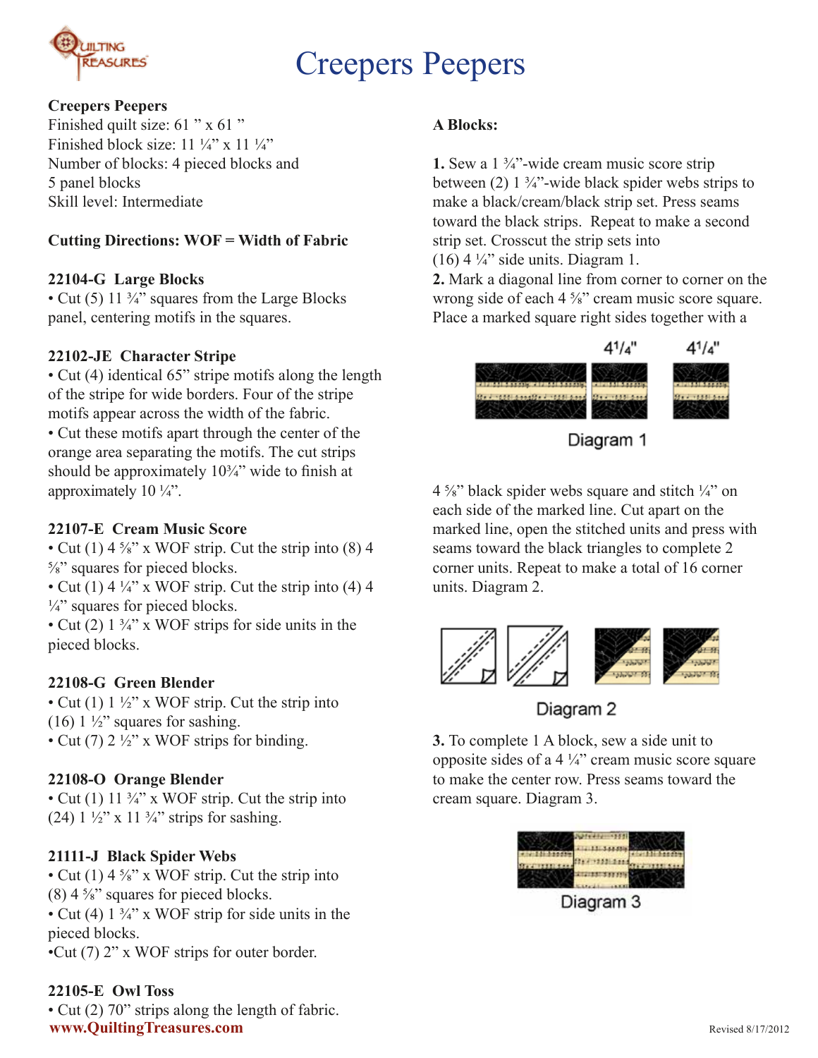# Creepers Peepers

**Creepers Peepers**
Finished quilt size: 61 ” x 61 ”
Finished block size: 11 ¼” x 11 ¼”
Number of blocks: 4 pieced blocks and 5 panel blocks
Skill level: Intermediate

**Cutting Directions: WOF = Width of Fabric**

**22104-G Large Blocks**
• Cut (5) 11 ¾” squares from the Large Blocks panel, centering motifs in the squares.

**22102-JE Character Stripe**
• Cut (4) identical 65” stripe motifs along the length of the stripe for wide borders. Four of the stripe motifs appear across the width of the fabric.
• Cut these motifs apart through the center of the orange area separating the motifs. The cut strips should be approximately 10¾” wide to finish at approximately 10 ¼”.

**22107-E Cream Music Score**
• Cut (1) 4 ⅝” x WOF strip. Cut the strip into (8) 4 ⅝” squares for pieced blocks.
• Cut (1) 4 ¼” x WOF strip. Cut the strip into (4) 4 ¼” squares for pieced blocks.
• Cut (2) 1 ¾” x WOF strips for side units in the pieced blocks.

**22108-G Green Blender**
• Cut (1) 1 ½” x WOF strip. Cut the strip into (16) 1 ½” squares for sashing.
• Cut (7) 2 ½” x WOF strips for binding.

**22108-O Orange Blender**
• Cut (1) 11 ¾” x WOF strip. Cut the strip into (24) 1 ½” x 11 ¾” strips for sashing.

**21111-J Black Spider Webs**
• Cut (1) 4 ⅝” x WOF strip. Cut the strip into (8) 4 ⅝” squares for pieced blocks.
• Cut (4) 1 ¾” x WOF strip for side units in the pieced blocks.
•Cut (7) 2” x WOF strips for outer border.

**22105-E Owl Toss**
• Cut (2) 70” strips along the length of fabric.

**A Blocks:**

**1.** Sew a 1 ¾”-wide cream music score strip between (2) 1 ¾”-wide black spider webs strips to make a black/cream/black strip set. Press seams toward the black strips. Repeat to make a second strip set. Crosscut the strip sets into (16) 4 ¼” side units. Diagram 1.

**2.** Mark a diagonal line from corner to corner on the wrong side of each 4 ⅝” cream music score square. Place a marked square right sides together with a 4 ⅝” black spider webs square and stitch ¼” on each side of the marked line. Cut apart on the marked line, open the stitched units and press with seams toward the black triangles to complete 2 corner units. Repeat to make a total of 16 corner units. Diagram 2.

4¼" 4¼"

Diagram 1

Diagram 2

**3.** To complete 1 A block, sew a side unit to opposite sides of a 4 ¼” cream music score square to make the center row. Press seams toward the cream square. Diagram 3.

Diagram 3

www.QuiltingTreasures.com

Revised 8/17/2012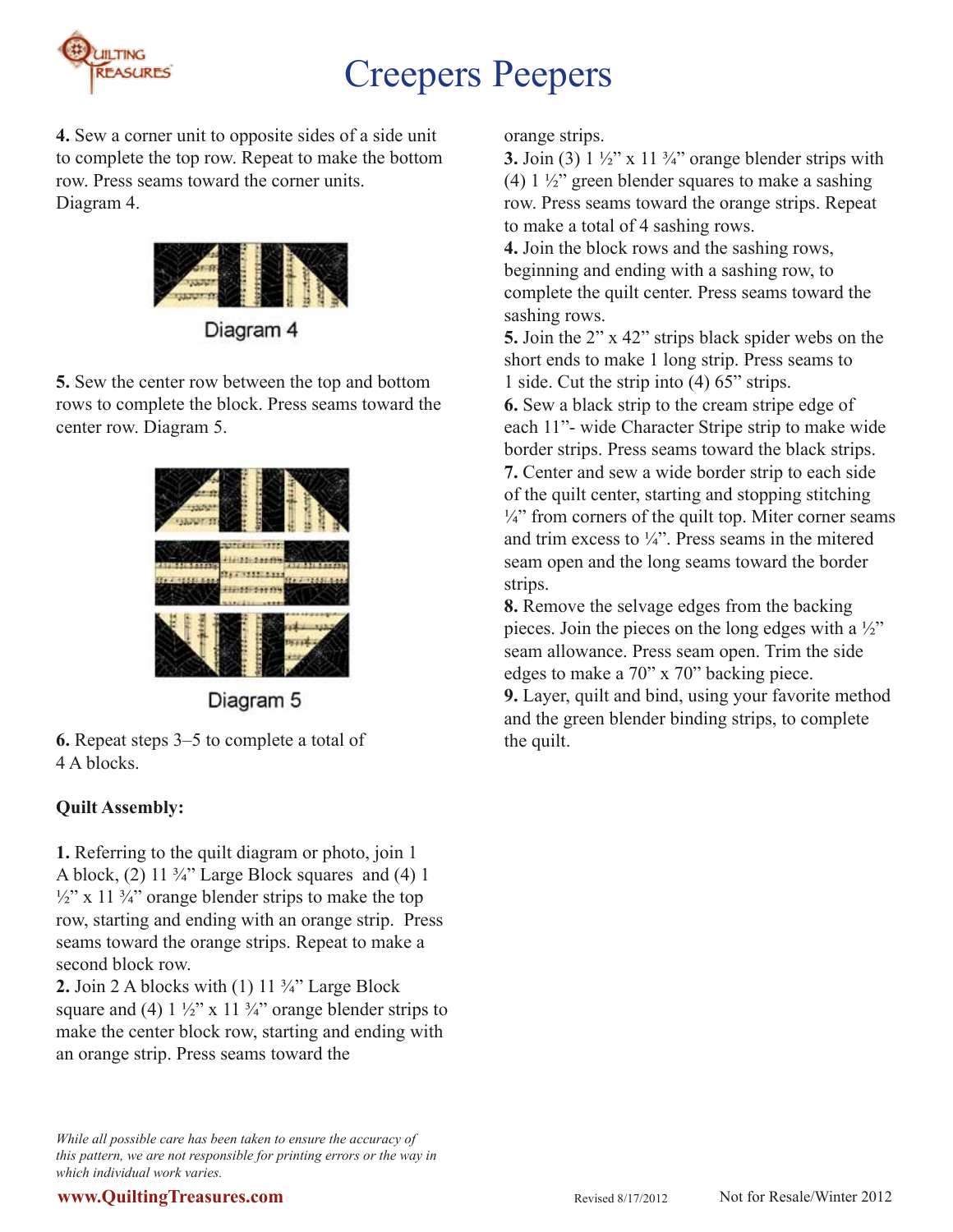# Creepers Peepers

**4.** Sew a corner unit to opposite sides of a side unit to complete the top row. Repeat to make the bottom row. Press seams toward the corner units. Diagram 4.

Diagram 4

**5.** Sew the center row between the top and bottom rows to complete the block. Press seams toward the center row. Diagram 5.

Diagram 5

**6.** Repeat steps 3–5 to complete a total of 4 A blocks.

**Quilt Assembly:**

**1.** Referring to the quilt diagram or photo, join 1 A block, (2) 11 ¾" Large Block squares and (4) 1 ½" x 11 ¾" orange blender strips to make the top row, starting and ending with an orange strip. Press seams toward the orange strips. Repeat to make a second block row.

**2.** Join 2 A blocks with (1) 11 ¾" Large Block square and (4) 1 ½" x 11 ¾" orange blender strips to make the center block row, starting and ending with an orange strip. Press seams toward the orange strips.

**3.** Join (3) 1 ½" x 11 ¾" orange blender strips with (4) 1 ½" green blender squares to make a sashing row. Press seams toward the orange strips. Repeat to make a total of 4 sashing rows.

**4.** Join the block rows and the sashing rows, beginning and ending with a sashing row, to complete the quilt center. Press seams toward the sashing rows.

**5.** Join the 2" x 42" strips black spider webs on the short ends to make 1 long strip. Press seams to 1 side. Cut the strip into (4) 65" strips.

**6.** Sew a black strip to the cream stripe edge of each 11"- wide Character Stripe strip to make wide border strips. Press seams toward the black strips.

**7.** Center and sew a wide border strip to each side of the quilt center, starting and stopping stitching ¼" from corners of the quilt top. Miter corner seams and trim excess to ¼". Press seams in the mitered seam open and the long seams toward the border strips.

**8.** Remove the selvage edges from the backing pieces. Join the pieces on the long edges with a ½" seam allowance. Press seam open. Trim the side edges to make a 70" x 70" backing piece.

**9.** Layer, quilt and bind, using your favorite method and the green blender binding strips, to complete the quilt.

*While all possible care has been taken to ensure the accuracy of this pattern, we are not responsible for printing errors or the way in which individual work varies.*

**www.QuiltingTreasures.com** Revised 8/17/2012 Not for Resale/Winter 2012